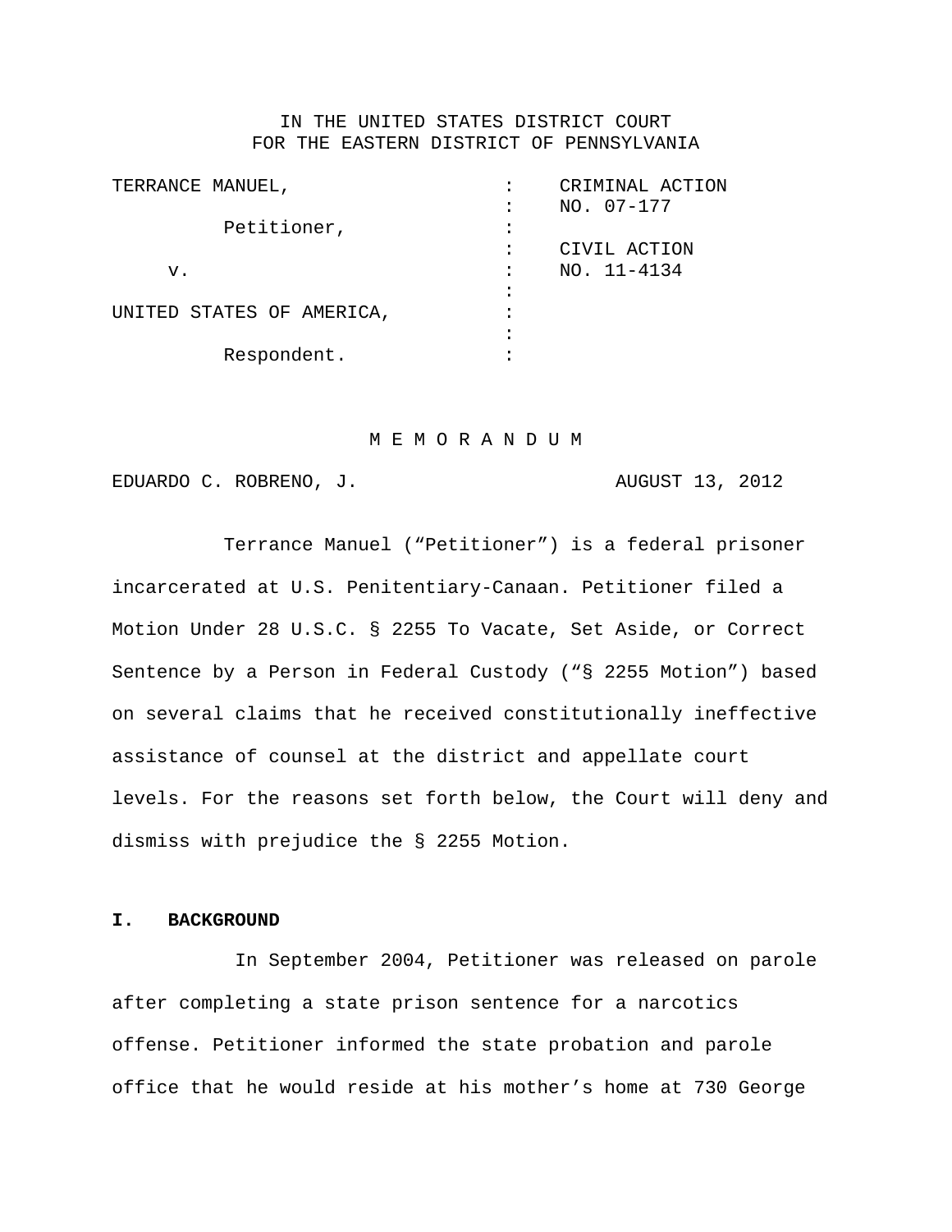IN THE UNITED STATES DISTRICT COURT
FOR THE EASTERN DISTRICT OF PENNSYLVANIA

| | | |
|---|---|---|
| TERRANCE MANUEL, | : | CRIMINAL ACTION |
| | : | NO. 07-177 |
| Petitioner, | : | |
| | : | CIVIL ACTION |
| v. | : | NO. 11-4134 |
| | : | |
| UNITED STATES OF AMERICA, | : | |
| | : | |
| Respondent. | : | |

M E M O R A N D U M

EDUARDO C. ROBRENO, J. AUGUST 13, 2012

Terrance Manuel ("Petitioner") is a federal prisoner incarcerated at U.S. Penitentiary-Canaan. Petitioner filed a Motion Under 28 U.S.C. § 2255 To Vacate, Set Aside, or Correct Sentence by a Person in Federal Custody ("§ 2255 Motion") based on several claims that he received constitutionally ineffective assistance of counsel at the district and appellate court levels. For the reasons set forth below, the Court will deny and dismiss with prejudice the § 2255 Motion.

## I. BACKGROUND

In September 2004, Petitioner was released on parole after completing a state prison sentence for a narcotics offense. Petitioner informed the state probation and parole office that he would reside at his mother's home at 730 George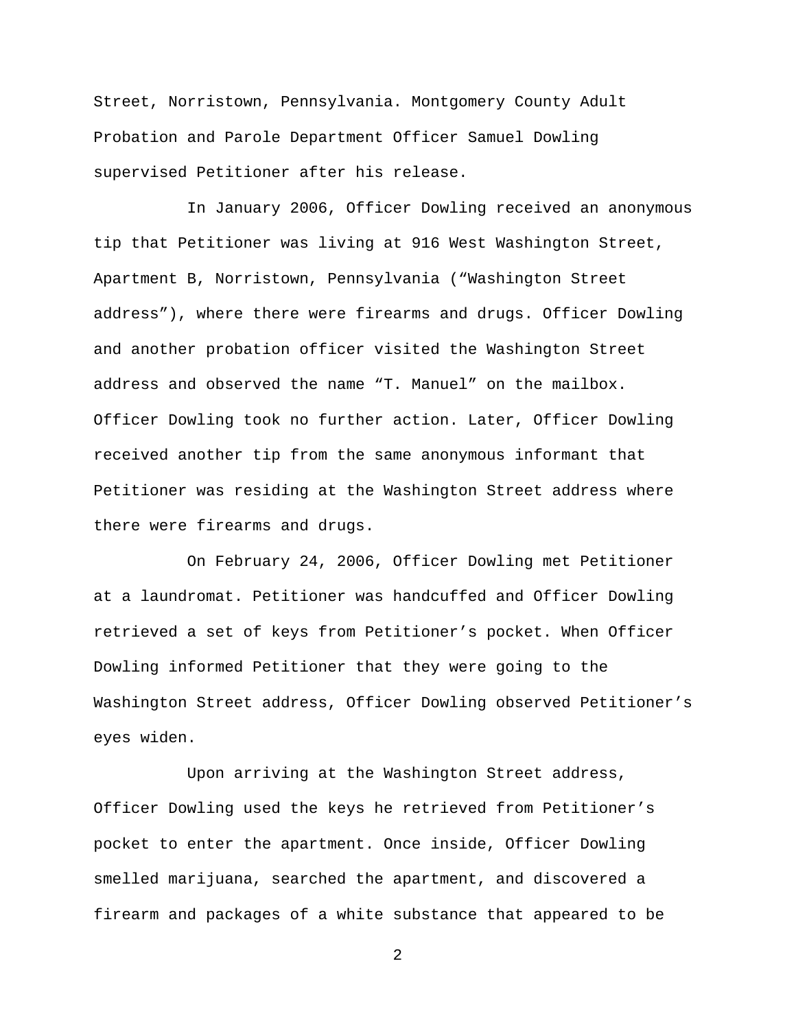Street, Norristown, Pennsylvania. Montgomery County Adult Probation and Parole Department Officer Samuel Dowling supervised Petitioner after his release.

In January 2006, Officer Dowling received an anonymous tip that Petitioner was living at 916 West Washington Street, Apartment B, Norristown, Pennsylvania ("Washington Street address"), where there were firearms and drugs. Officer Dowling and another probation officer visited the Washington Street address and observed the name "T. Manuel" on the mailbox. Officer Dowling took no further action. Later, Officer Dowling received another tip from the same anonymous informant that Petitioner was residing at the Washington Street address where there were firearms and drugs.

On February 24, 2006, Officer Dowling met Petitioner at a laundromat. Petitioner was handcuffed and Officer Dowling retrieved a set of keys from Petitioner's pocket. When Officer Dowling informed Petitioner that they were going to the Washington Street address, Officer Dowling observed Petitioner's eyes widen.

Upon arriving at the Washington Street address, Officer Dowling used the keys he retrieved from Petitioner's pocket to enter the apartment. Once inside, Officer Dowling smelled marijuana, searched the apartment, and discovered a firearm and packages of a white substance that appeared to be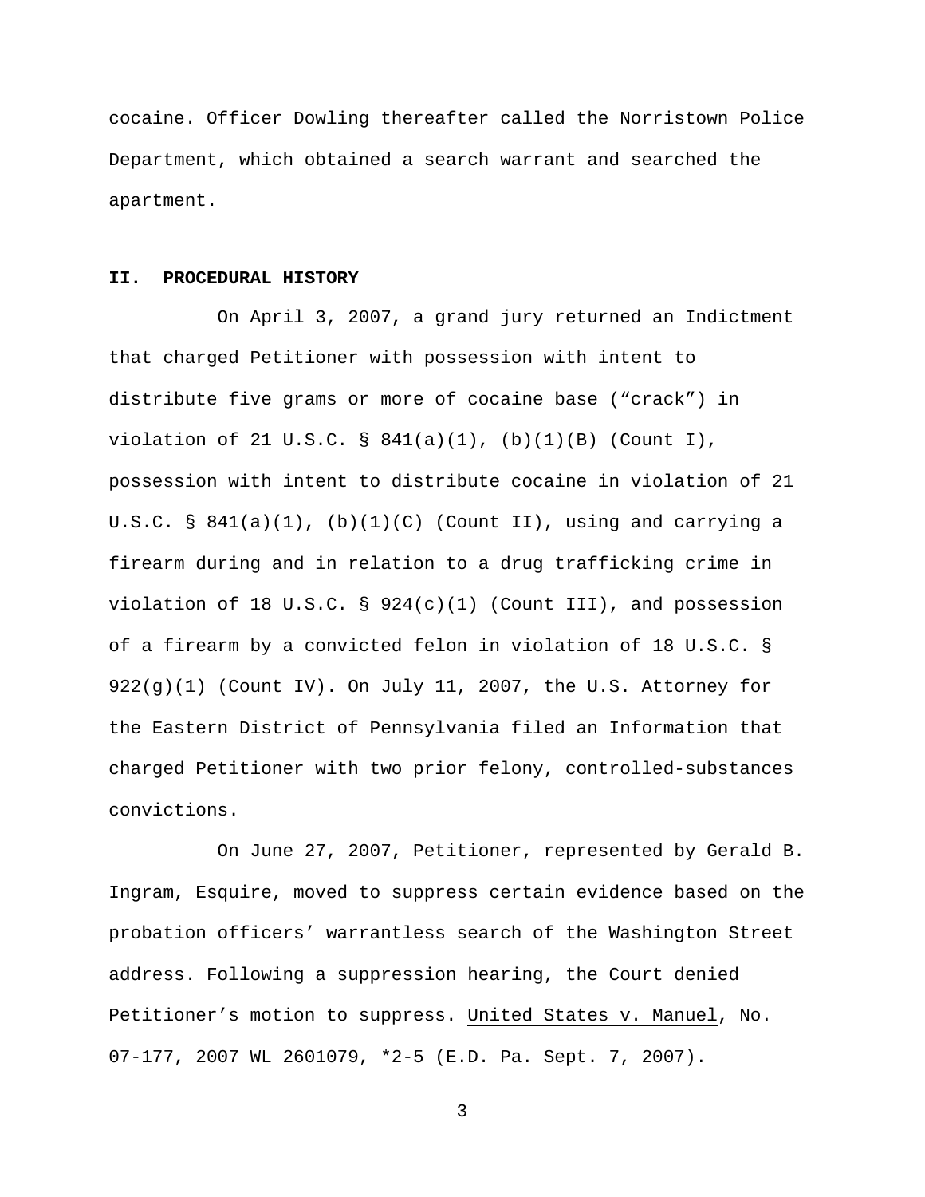cocaine. Officer Dowling thereafter called the Norristown Police Department, which obtained a search warrant and searched the apartment.

## II. PROCEDURAL HISTORY

On April 3, 2007, a grand jury returned an Indictment that charged Petitioner with possession with intent to distribute five grams or more of cocaine base ("crack") in violation of 21 U.S.C. § 841(a)(1), (b)(1)(B) (Count I), possession with intent to distribute cocaine in violation of 21 U.S.C. § 841(a)(1), (b)(1)(C) (Count II), using and carrying a firearm during and in relation to a drug trafficking crime in violation of 18 U.S.C. § 924(c)(1) (Count III), and possession of a firearm by a convicted felon in violation of 18 U.S.C. § 922(g)(1) (Count IV). On July 11, 2007, the U.S. Attorney for the Eastern District of Pennsylvania filed an Information that charged Petitioner with two prior felony, controlled-substances convictions.

On June 27, 2007, Petitioner, represented by Gerald B. Ingram, Esquire, moved to suppress certain evidence based on the probation officers' warrantless search of the Washington Street address. Following a suppression hearing, the Court denied Petitioner's motion to suppress. United States v. Manuel, No. 07-177, 2007 WL 2601079, *2-5 (E.D. Pa. Sept. 7, 2007).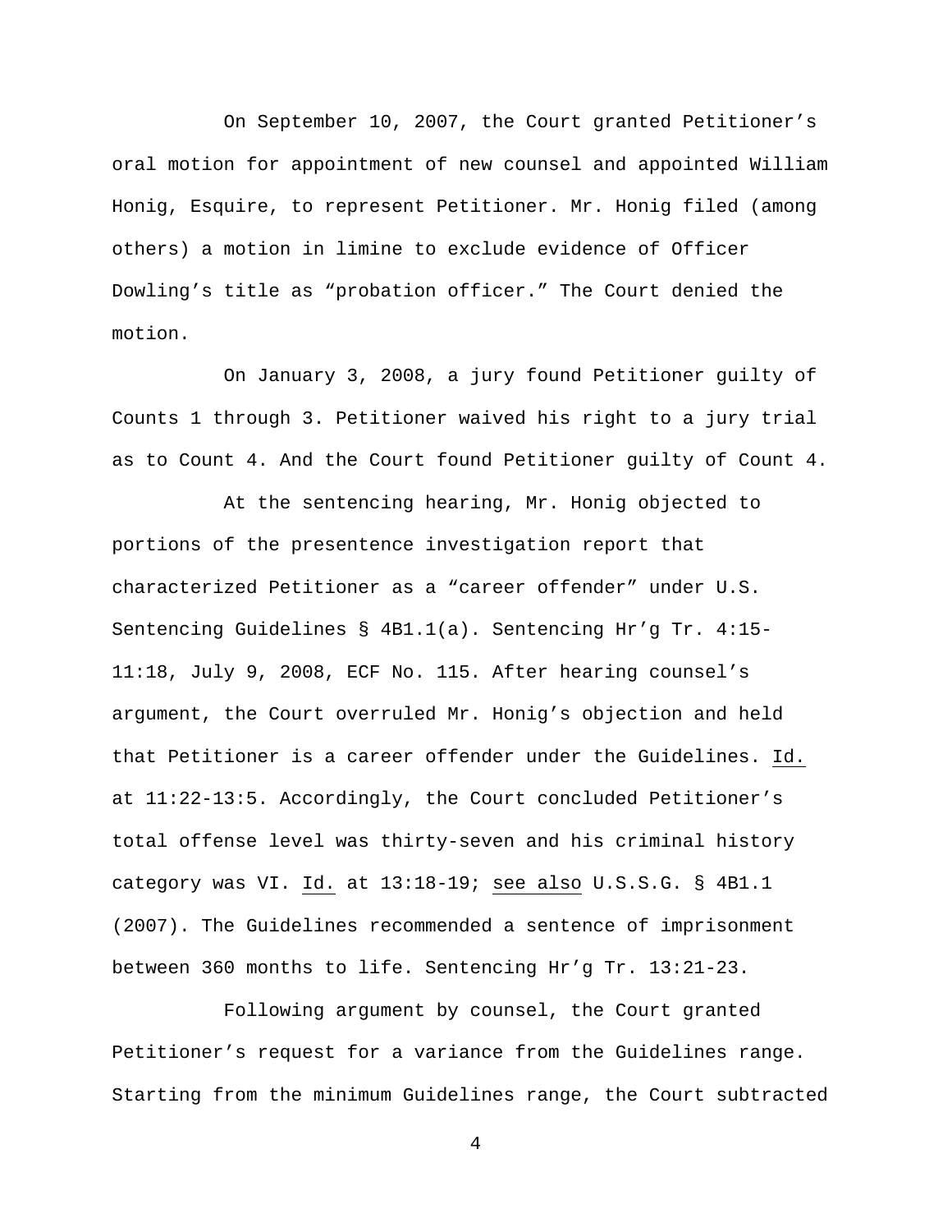On September 10, 2007, the Court granted Petitioner's oral motion for appointment of new counsel and appointed William Honig, Esquire, to represent Petitioner. Mr. Honig filed (among others) a motion in limine to exclude evidence of Officer Dowling's title as "probation officer." The Court denied the motion.

On January 3, 2008, a jury found Petitioner guilty of Counts 1 through 3. Petitioner waived his right to a jury trial as to Count 4. And the Court found Petitioner guilty of Count 4.

At the sentencing hearing, Mr. Honig objected to portions of the presentence investigation report that characterized Petitioner as a "career offender" under U.S. Sentencing Guidelines § 4B1.1(a). Sentencing Hr'g Tr. 4:15-11:18, July 9, 2008, ECF No. 115. After hearing counsel's argument, the Court overruled Mr. Honig's objection and held that Petitioner is a career offender under the Guidelines. Id. at 11:22-13:5. Accordingly, the Court concluded Petitioner's total offense level was thirty-seven and his criminal history category was VI. Id. at 13:18-19; see also U.S.S.G. § 4B1.1 (2007). The Guidelines recommended a sentence of imprisonment between 360 months to life. Sentencing Hr'g Tr. 13:21-23.

Following argument by counsel, the Court granted Petitioner's request for a variance from the Guidelines range. Starting from the minimum Guidelines range, the Court subtracted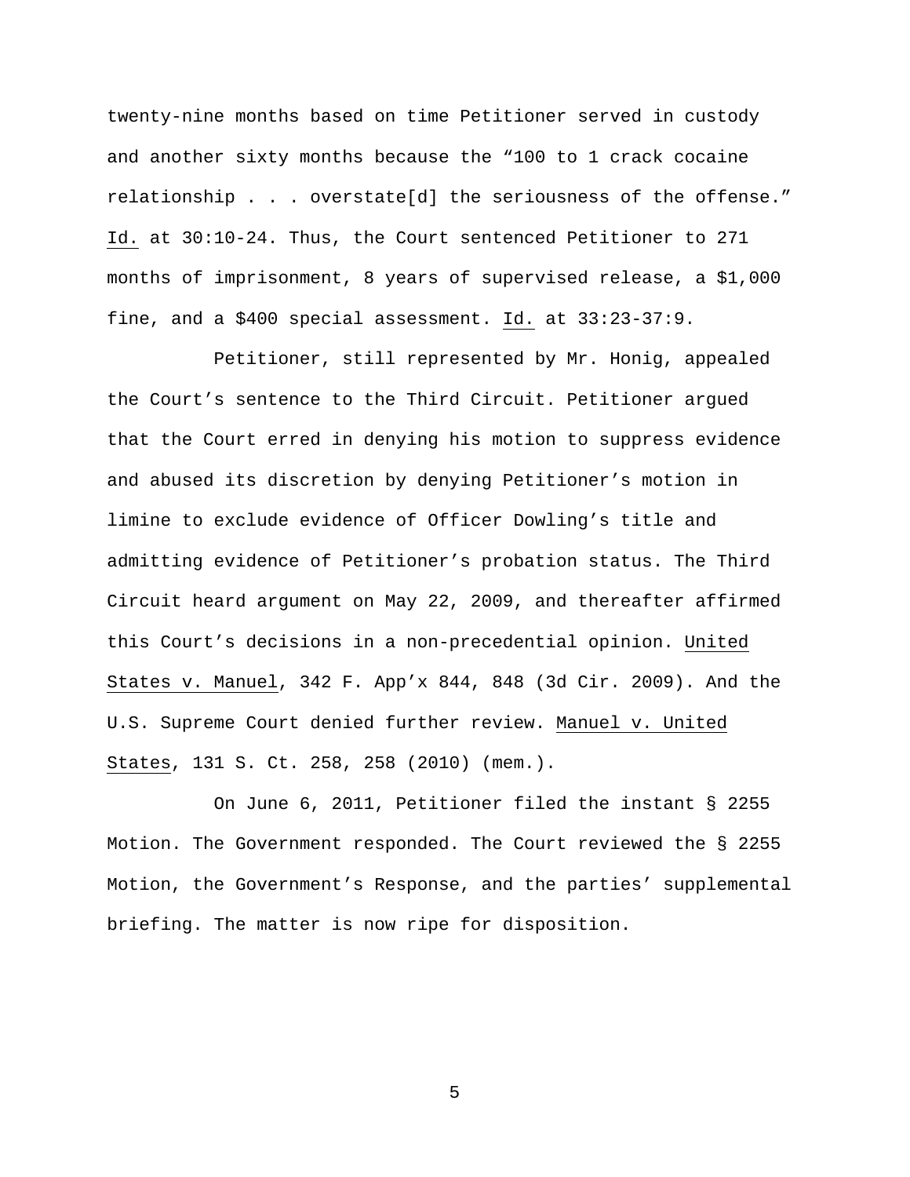twenty-nine months based on time Petitioner served in custody and another sixty months because the "100 to 1 crack cocaine relationship . . . overstate[d] the seriousness of the offense." Id. at 30:10-24. Thus, the Court sentenced Petitioner to 271 months of imprisonment, 8 years of supervised release, a $1,000 fine, and a $400 special assessment. Id. at 33:23-37:9.

Petitioner, still represented by Mr. Honig, appealed the Court's sentence to the Third Circuit. Petitioner argued that the Court erred in denying his motion to suppress evidence and abused its discretion by denying Petitioner's motion in limine to exclude evidence of Officer Dowling's title and admitting evidence of Petitioner's probation status. The Third Circuit heard argument on May 22, 2009, and thereafter affirmed this Court's decisions in a non-precedential opinion. United States v. Manuel, 342 F. App'x 844, 848 (3d Cir. 2009). And the U.S. Supreme Court denied further review. Manuel v. United States, 131 S. Ct. 258, 258 (2010) (mem.).

On June 6, 2011, Petitioner filed the instant § 2255 Motion. The Government responded. The Court reviewed the § 2255 Motion, the Government's Response, and the parties' supplemental briefing. The matter is now ripe for disposition.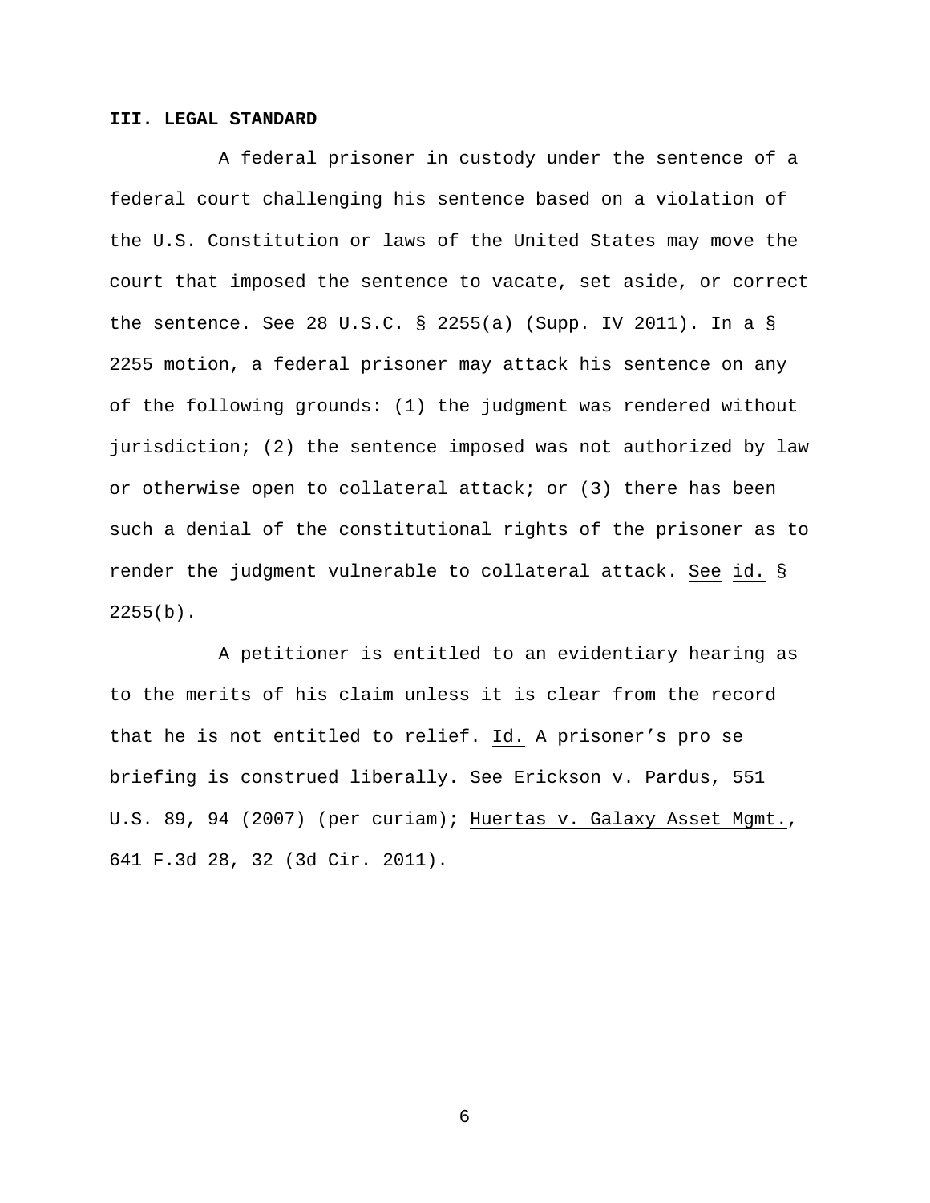### III. LEGAL STANDARD

A federal prisoner in custody under the sentence of a federal court challenging his sentence based on a violation of the U.S. Constitution or laws of the United States may move the court that imposed the sentence to vacate, set aside, or correct the sentence. See 28 U.S.C. § 2255(a) (Supp. IV 2011). In a § 2255 motion, a federal prisoner may attack his sentence on any of the following grounds: (1) the judgment was rendered without jurisdiction; (2) the sentence imposed was not authorized by law or otherwise open to collateral attack; or (3) there has been such a denial of the constitutional rights of the prisoner as to render the judgment vulnerable to collateral attack. See id. § 2255(b).

A petitioner is entitled to an evidentiary hearing as to the merits of his claim unless it is clear from the record that he is not entitled to relief. Id. A prisoner's pro se briefing is construed liberally. See Erickson v. Pardus, 551 U.S. 89, 94 (2007) (per curiam); Huertas v. Galaxy Asset Mgmt., 641 F.3d 28, 32 (3d Cir. 2011).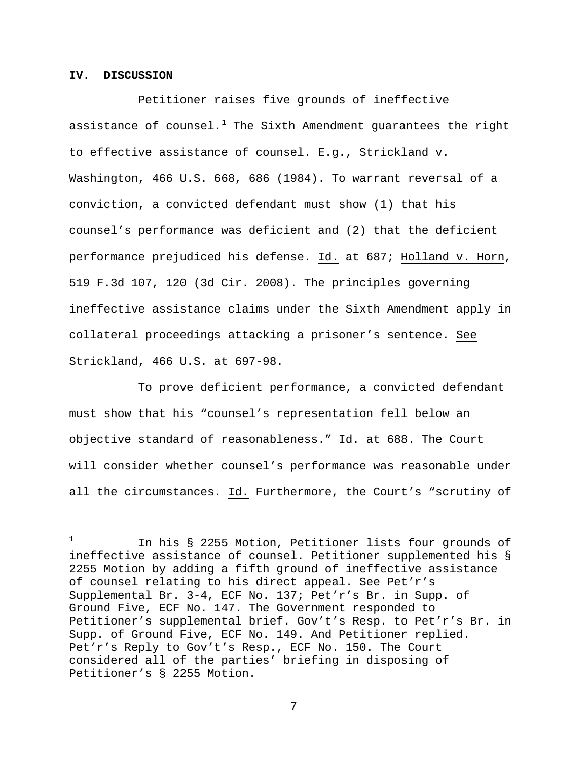## IV. DISCUSSION

Petitioner raises five grounds of ineffective assistance of counsel.[1] The Sixth Amendment guarantees the right to effective assistance of counsel. E.g., Strickland v. Washington, 466 U.S. 668, 686 (1984). To warrant reversal of a conviction, a convicted defendant must show (1) that his counsel's performance was deficient and (2) that the deficient performance prejudiced his defense. Id. at 687; Holland v. Horn, 519 F.3d 107, 120 (3d Cir. 2008). The principles governing ineffective assistance claims under the Sixth Amendment apply in collateral proceedings attacking a prisoner's sentence. See Strickland, 466 U.S. at 697-98.

To prove deficient performance, a convicted defendant must show that his "counsel's representation fell below an objective standard of reasonableness." Id. at 688. The Court will consider whether counsel's performance was reasonable under all the circumstances. Id. Furthermore, the Court's "scrutiny of

[1] In his § 2255 Motion, Petitioner lists four grounds of ineffective assistance of counsel. Petitioner supplemented his § 2255 Motion by adding a fifth ground of ineffective assistance of counsel relating to his direct appeal. See Pet'r's Supplemental Br. 3-4, ECF No. 137; Pet'r's Br. in Supp. of Ground Five, ECF No. 147. The Government responded to Petitioner's supplemental brief. Gov't's Resp. to Pet'r's Br. in Supp. of Ground Five, ECF No. 149. And Petitioner replied. Pet'r's Reply to Gov't's Resp., ECF No. 150. The Court considered all of the parties' briefing in disposing of Petitioner's § 2255 Motion.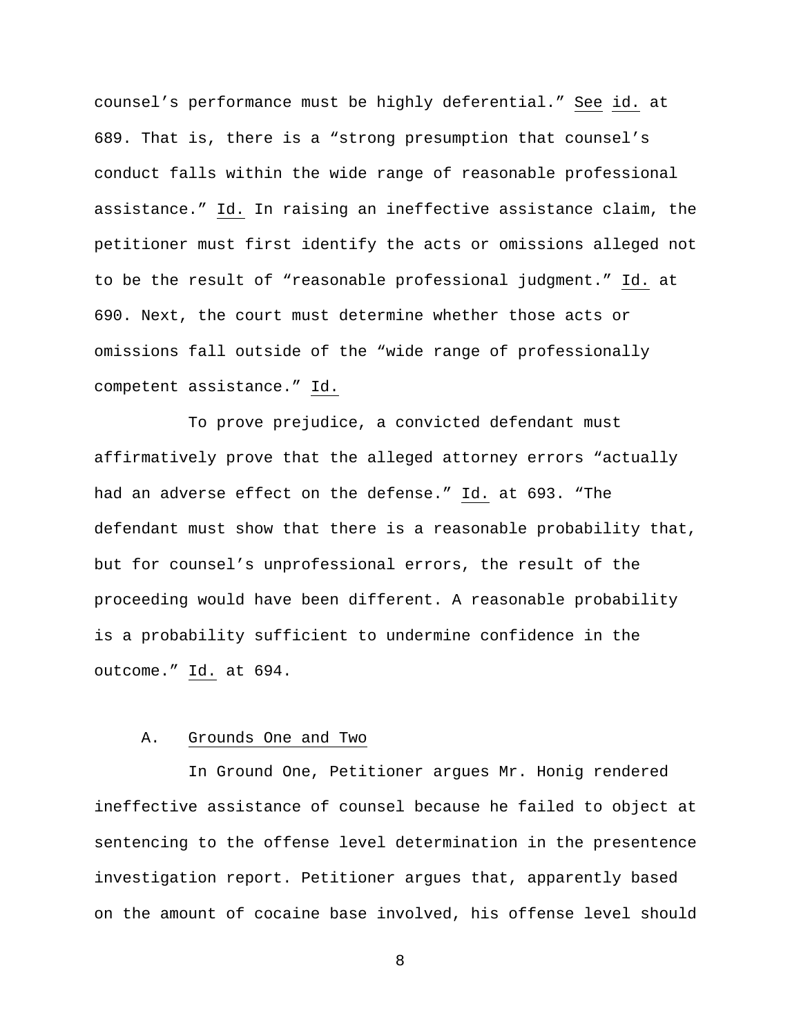counsel's performance must be highly deferential." See id. at 689. That is, there is a "strong presumption that counsel's conduct falls within the wide range of reasonable professional assistance." Id. In raising an ineffective assistance claim, the petitioner must first identify the acts or omissions alleged not to be the result of "reasonable professional judgment." Id. at 690. Next, the court must determine whether those acts or omissions fall outside of the "wide range of professionally competent assistance." Id.

To prove prejudice, a convicted defendant must affirmatively prove that the alleged attorney errors "actually had an adverse effect on the defense." Id. at 693. "The defendant must show that there is a reasonable probability that, but for counsel's unprofessional errors, the result of the proceeding would have been different. A reasonable probability is a probability sufficient to undermine confidence in the outcome." Id. at 694.

### A. Grounds One and Two

In Ground One, Petitioner argues Mr. Honig rendered ineffective assistance of counsel because he failed to object at sentencing to the offense level determination in the presentence investigation report. Petitioner argues that, apparently based on the amount of cocaine base involved, his offense level should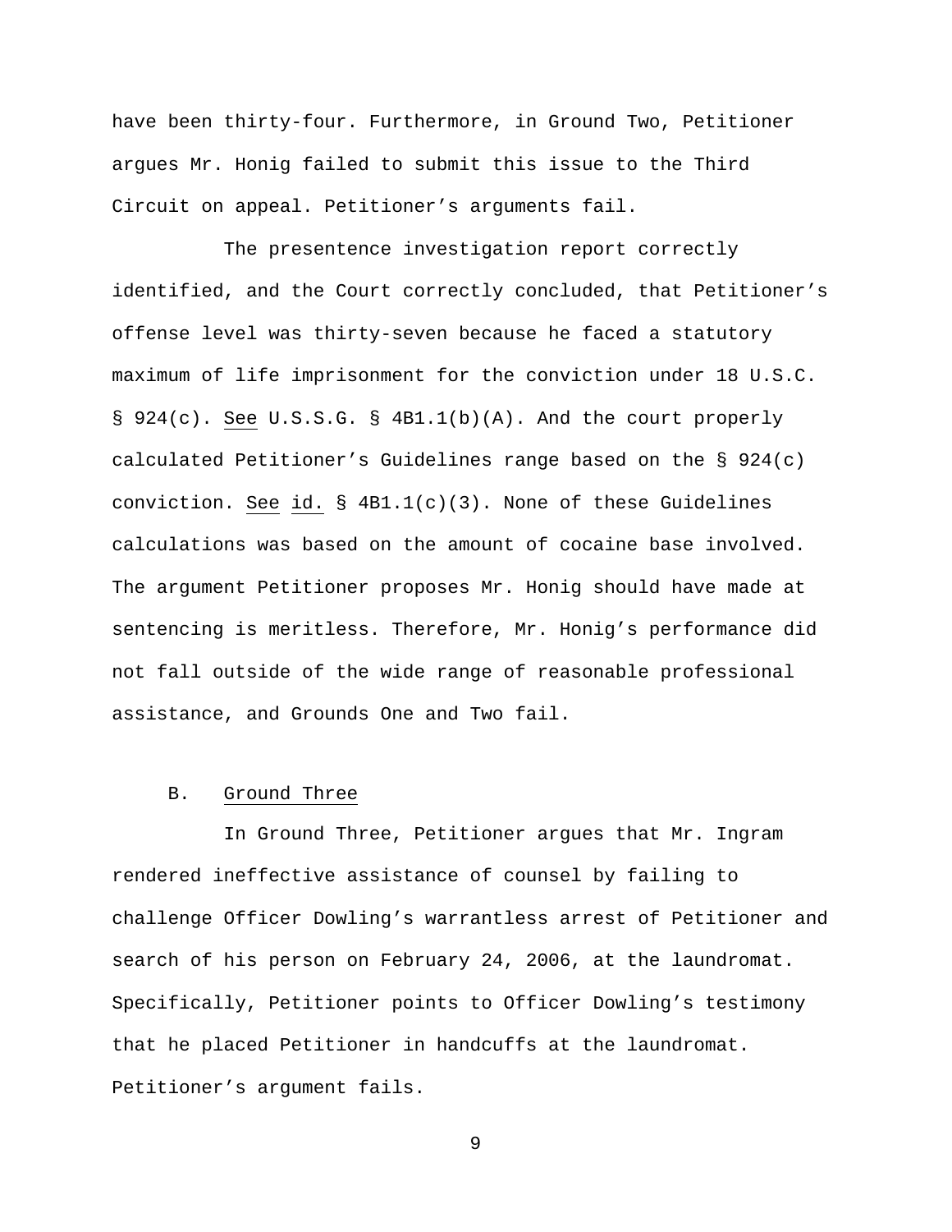have been thirty-four. Furthermore, in Ground Two, Petitioner argues Mr. Honig failed to submit this issue to the Third Circuit on appeal. Petitioner's arguments fail.

The presentence investigation report correctly identified, and the Court correctly concluded, that Petitioner's offense level was thirty-seven because he faced a statutory maximum of life imprisonment for the conviction under 18 U.S.C. § 924(c). See U.S.S.G. § 4B1.1(b)(A). And the court properly calculated Petitioner's Guidelines range based on the § 924(c) conviction. See id. § 4B1.1(c)(3). None of these Guidelines calculations was based on the amount of cocaine base involved. The argument Petitioner proposes Mr. Honig should have made at sentencing is meritless. Therefore, Mr. Honig's performance did not fall outside of the wide range of reasonable professional assistance, and Grounds One and Two fail.

### B. Ground Three

In Ground Three, Petitioner argues that Mr. Ingram rendered ineffective assistance of counsel by failing to challenge Officer Dowling's warrantless arrest of Petitioner and search of his person on February 24, 2006, at the laundromat. Specifically, Petitioner points to Officer Dowling's testimony that he placed Petitioner in handcuffs at the laundromat. Petitioner's argument fails.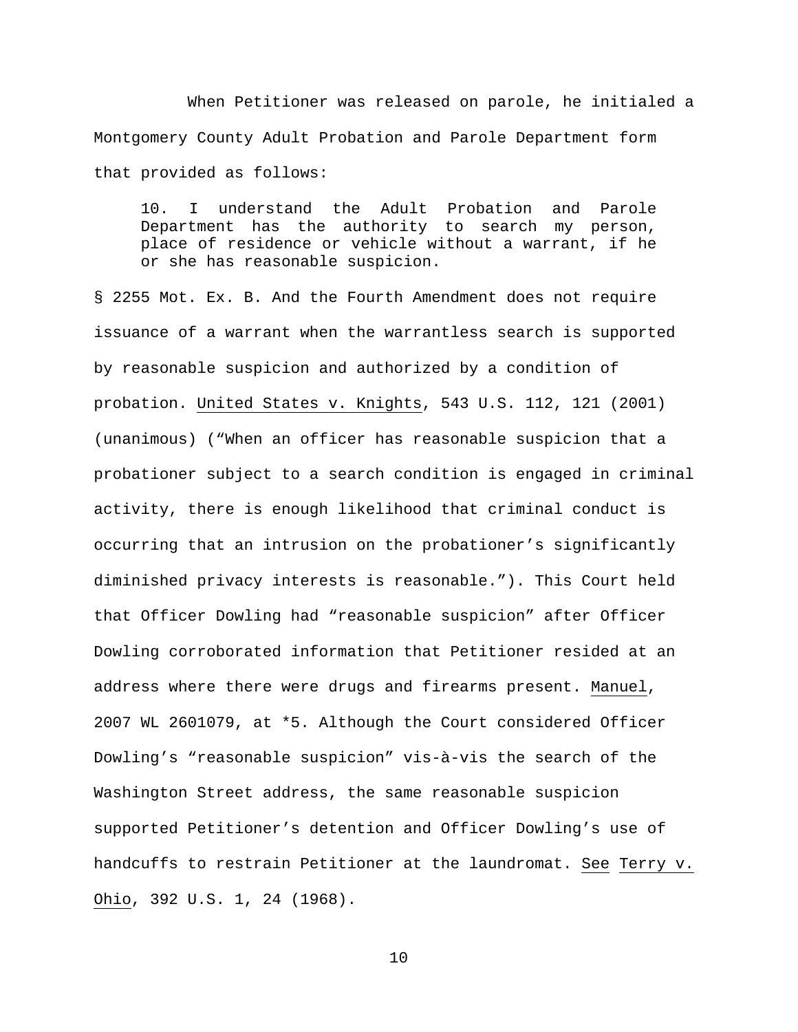When Petitioner was released on parole, he initialed a Montgomery County Adult Probation and Parole Department form that provided as follows:

> 10. I understand the Adult Probation and Parole Department has the authority to search my person, place of residence or vehicle without a warrant, if he or she has reasonable suspicion.

§ 2255 Mot. Ex. B. And the Fourth Amendment does not require issuance of a warrant when the warrantless search is supported by reasonable suspicion and authorized by a condition of probation. United States v. Knights, 543 U.S. 112, 121 (2001) (unanimous) ("When an officer has reasonable suspicion that a probationer subject to a search condition is engaged in criminal activity, there is enough likelihood that criminal conduct is occurring that an intrusion on the probationer's significantly diminished privacy interests is reasonable."). This Court held that Officer Dowling had "reasonable suspicion" after Officer Dowling corroborated information that Petitioner resided at an address where there were drugs and firearms present. Manuel, 2007 WL 2601079, at *5. Although the Court considered Officer Dowling's "reasonable suspicion" vis-à-vis the search of the Washington Street address, the same reasonable suspicion supported Petitioner's detention and Officer Dowling's use of handcuffs to restrain Petitioner at the laundromat. See Terry v. Ohio, 392 U.S. 1, 24 (1968).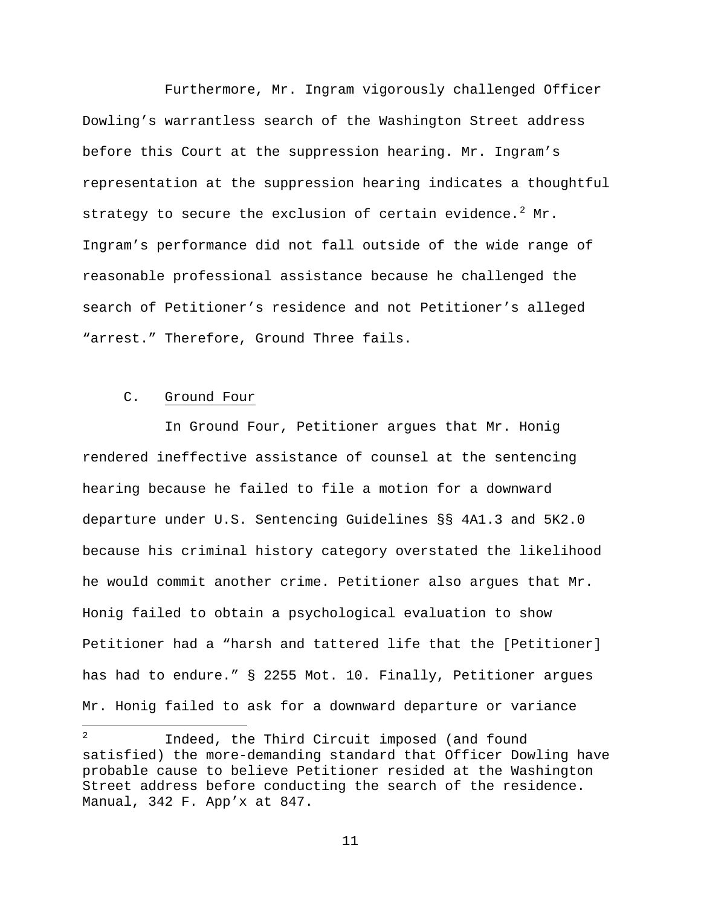Furthermore, Mr. Ingram vigorously challenged Officer Dowling's warrantless search of the Washington Street address before this Court at the suppression hearing. Mr. Ingram's representation at the suppression hearing indicates a thoughtful strategy to secure the exclusion of certain evidence.[2] Mr. Ingram's performance did not fall outside of the wide range of reasonable professional assistance because he challenged the search of Petitioner's residence and not Petitioner's alleged "arrest." Therefore, Ground Three fails.

### C. Ground Four

In Ground Four, Petitioner argues that Mr. Honig rendered ineffective assistance of counsel at the sentencing hearing because he failed to file a motion for a downward departure under U.S. Sentencing Guidelines §§ 4A1.3 and 5K2.0 because his criminal history category overstated the likelihood he would commit another crime. Petitioner also argues that Mr. Honig failed to obtain a psychological evaluation to show Petitioner had a "harsh and tattered life that the [Petitioner] has had to endure." § 2255 Mot. 10. Finally, Petitioner argues Mr. Honig failed to ask for a downward departure or variance

---

[2] Indeed, the Third Circuit imposed (and found satisfied) the more-demanding standard that Officer Dowling have probable cause to believe Petitioner resided at the Washington Street address before conducting the search of the residence. Manual, 342 F. App'x at 847.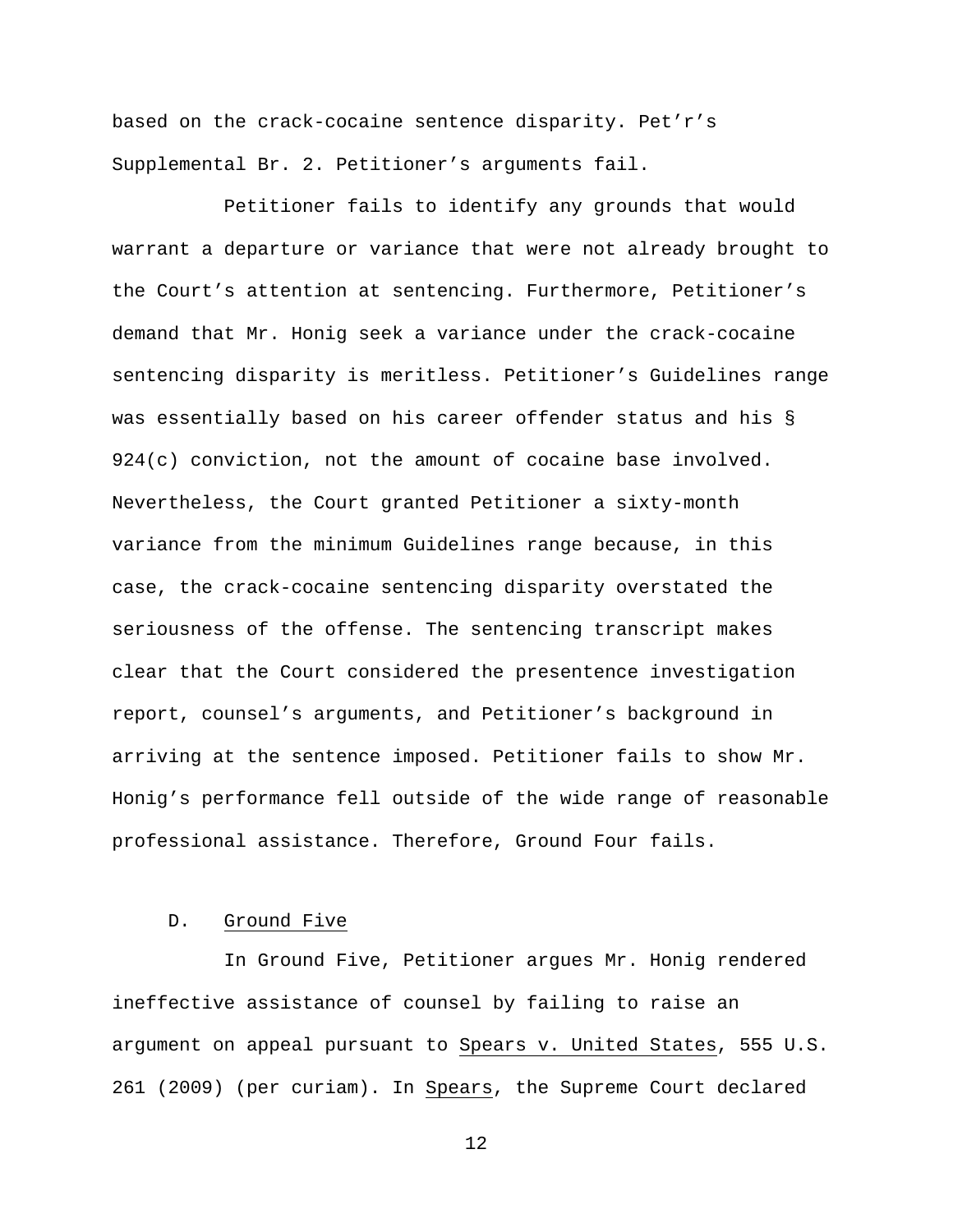based on the crack-cocaine sentence disparity. Pet'r's Supplemental Br. 2. Petitioner's arguments fail.

Petitioner fails to identify any grounds that would warrant a departure or variance that were not already brought to the Court's attention at sentencing. Furthermore, Petitioner's demand that Mr. Honig seek a variance under the crack-cocaine sentencing disparity is meritless. Petitioner's Guidelines range was essentially based on his career offender status and his § 924(c) conviction, not the amount of cocaine base involved. Nevertheless, the Court granted Petitioner a sixty-month variance from the minimum Guidelines range because, in this case, the crack-cocaine sentencing disparity overstated the seriousness of the offense. The sentencing transcript makes clear that the Court considered the presentence investigation report, counsel's arguments, and Petitioner's background in arriving at the sentence imposed. Petitioner fails to show Mr. Honig's performance fell outside of the wide range of reasonable professional assistance. Therefore, Ground Four fails.

### D. Ground Five

In Ground Five, Petitioner argues Mr. Honig rendered ineffective assistance of counsel by failing to raise an argument on appeal pursuant to Spears v. United States, 555 U.S. 261 (2009) (per curiam). In Spears, the Supreme Court declared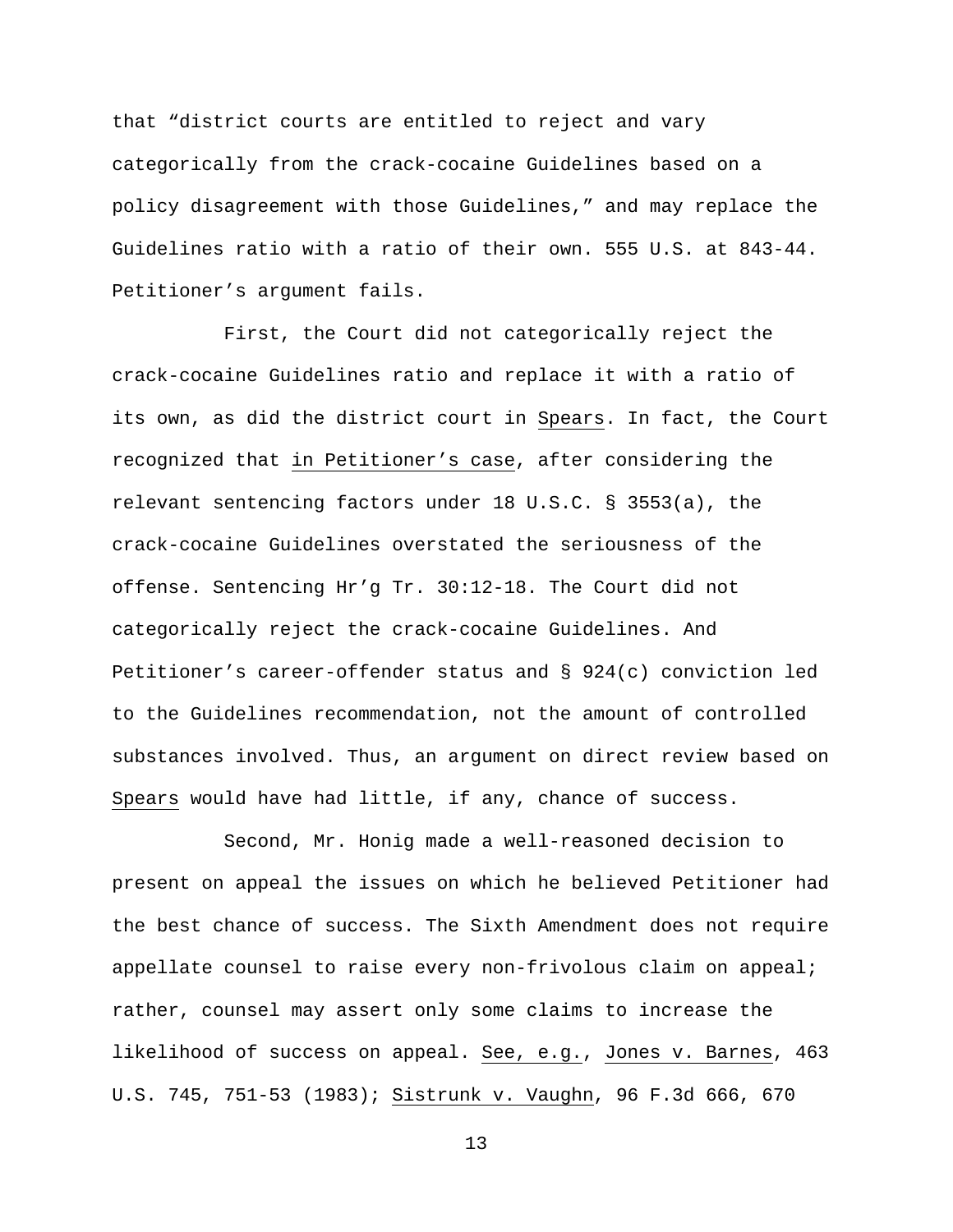that "district courts are entitled to reject and vary categorically from the crack-cocaine Guidelines based on a policy disagreement with those Guidelines," and may replace the Guidelines ratio with a ratio of their own. 555 U.S. at 843-44. Petitioner's argument fails.

First, the Court did not categorically reject the crack-cocaine Guidelines ratio and replace it with a ratio of its own, as did the district court in Spears. In fact, the Court recognized that in Petitioner's case, after considering the relevant sentencing factors under 18 U.S.C. § 3553(a), the crack-cocaine Guidelines overstated the seriousness of the offense. Sentencing Hr'g Tr. 30:12-18. The Court did not categorically reject the crack-cocaine Guidelines. And Petitioner's career-offender status and § 924(c) conviction led to the Guidelines recommendation, not the amount of controlled substances involved. Thus, an argument on direct review based on Spears would have had little, if any, chance of success.

Second, Mr. Honig made a well-reasoned decision to present on appeal the issues on which he believed Petitioner had the best chance of success. The Sixth Amendment does not require appellate counsel to raise every non-frivolous claim on appeal; rather, counsel may assert only some claims to increase the likelihood of success on appeal. See, e.g., Jones v. Barnes, 463 U.S. 745, 751-53 (1983); Sistrunk v. Vaughn, 96 F.3d 666, 670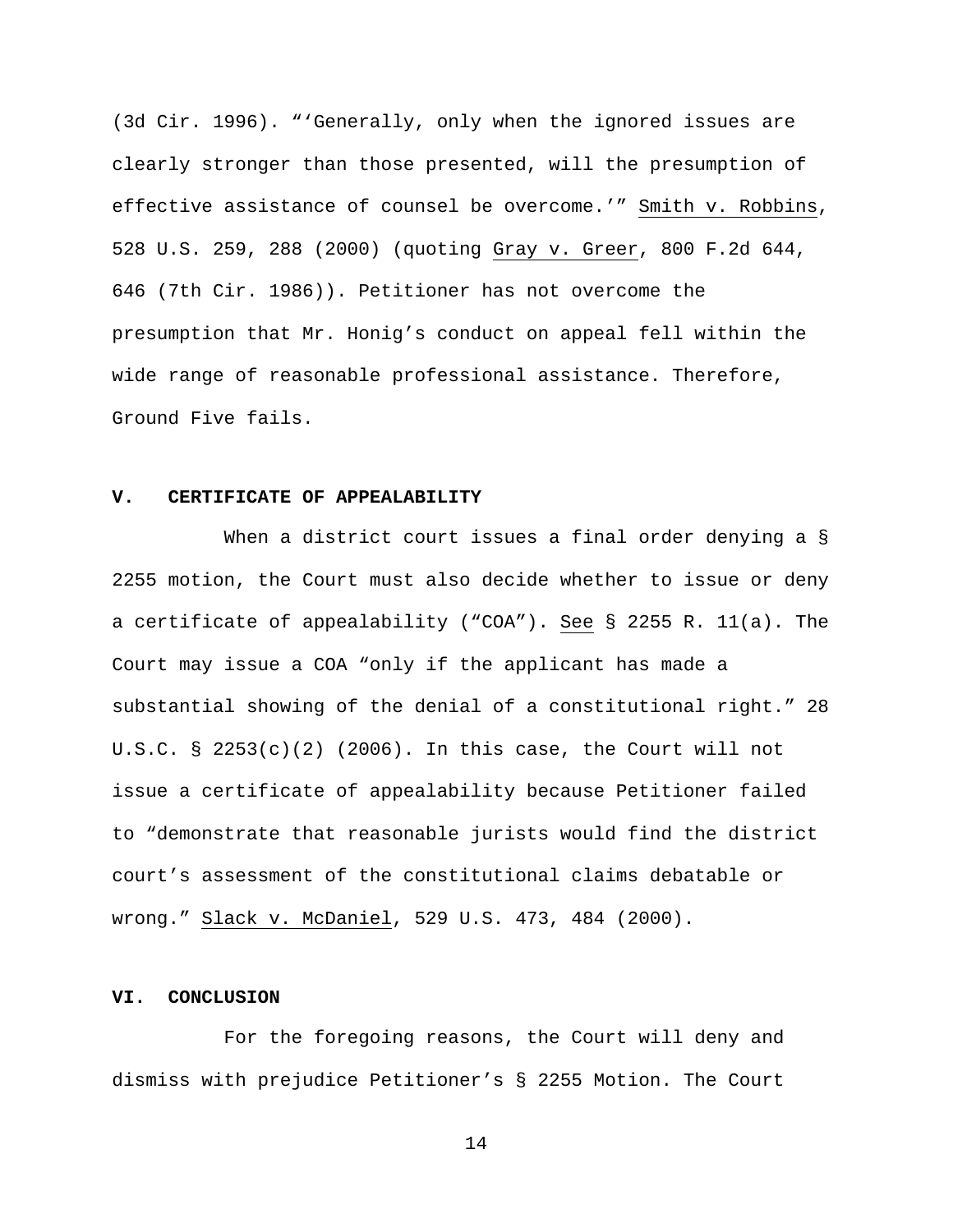(3d Cir. 1996). "'Generally, only when the ignored issues are clearly stronger than those presented, will the presumption of effective assistance of counsel be overcome.'" Smith v. Robbins, 528 U.S. 259, 288 (2000) (quoting Gray v. Greer, 800 F.2d 644, 646 (7th Cir. 1986)). Petitioner has not overcome the presumption that Mr. Honig's conduct on appeal fell within the wide range of reasonable professional assistance. Therefore, Ground Five fails.

## V. CERTIFICATE OF APPEALABILITY

When a district court issues a final order denying a § 2255 motion, the Court must also decide whether to issue or deny a certificate of appealability ("COA"). See § 2255 R. 11(a). The Court may issue a COA "only if the applicant has made a substantial showing of the denial of a constitutional right." 28 U.S.C. § 2253(c)(2) (2006). In this case, the Court will not issue a certificate of appealability because Petitioner failed to "demonstrate that reasonable jurists would find the district court's assessment of the constitutional claims debatable or wrong." Slack v. McDaniel, 529 U.S. 473, 484 (2000).

## VI. CONCLUSION

For the foregoing reasons, the Court will deny and dismiss with prejudice Petitioner's § 2255 Motion. The Court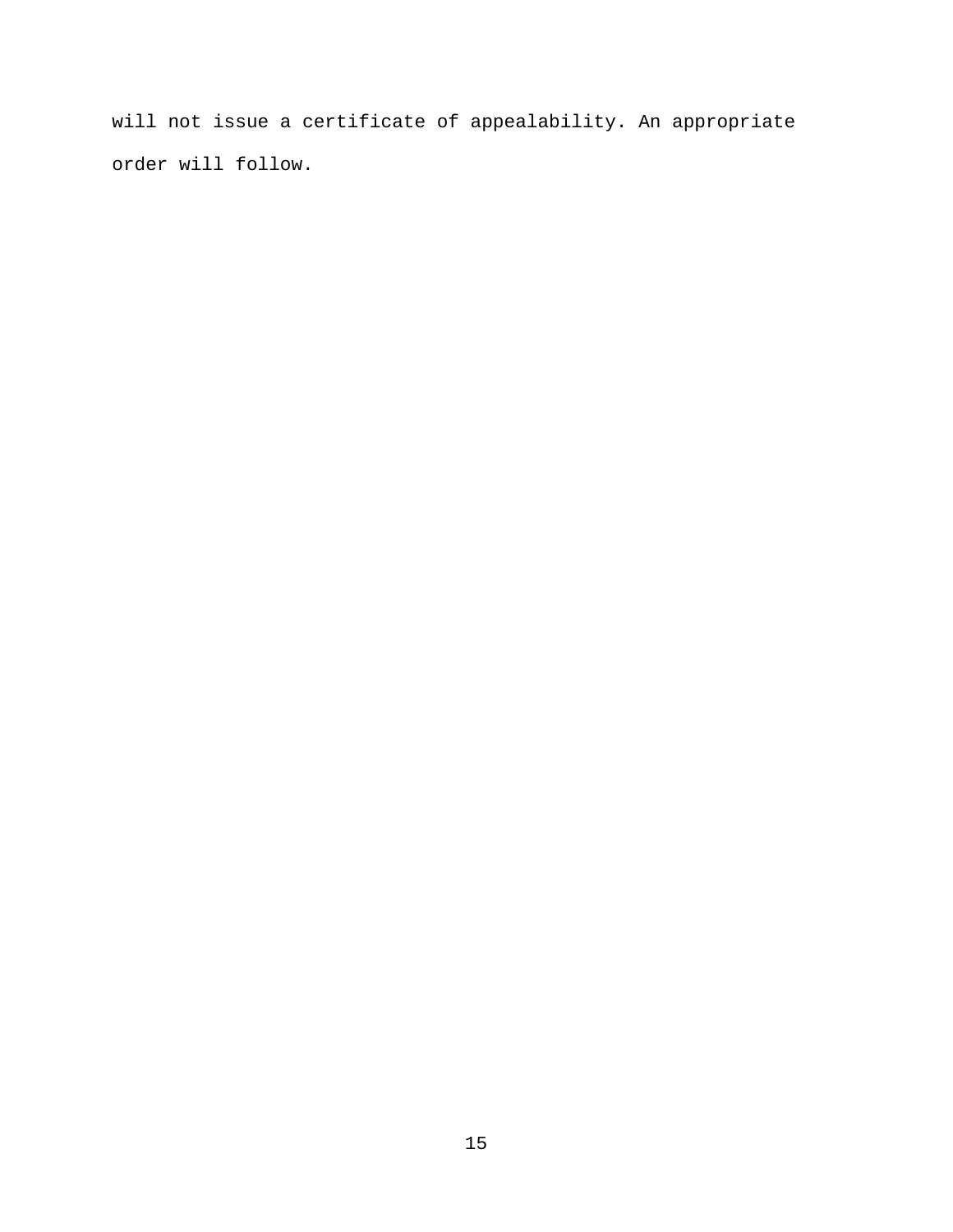will not issue a certificate of appealability. An appropriate order will follow.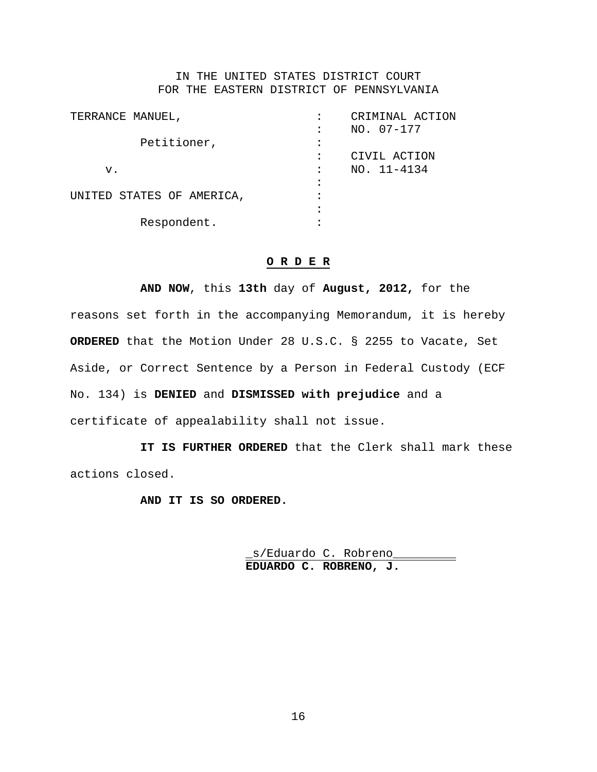IN THE UNITED STATES DISTRICT COURT
FOR THE EASTERN DISTRICT OF PENNSYLVANIA

| | | |
|---|---|---|
| TERRANCE MANUEL, | : | CRIMINAL ACTION |
| | : | NO. 07-177 |
| Petitioner, | : | |
| | : | CIVIL ACTION |
| v. | : | NO. 11-4134 |
| | : | |
| UNITED STATES OF AMERICA, | : | |
| | : | |
| Respondent. | : | |

**O R D E R**

**AND NOW**, this **13th** day of **August, 2012,** for the reasons set forth in the accompanying Memorandum, it is hereby **ORDERED** that the Motion Under 28 U.S.C. § 2255 to Vacate, Set Aside, or Correct Sentence by a Person in Federal Custody (ECF No. 134) is **DENIED** and **DISMISSED with prejudice** and a certificate of appealability shall not issue.

**IT IS FURTHER ORDERED** that the Clerk shall mark these actions closed.

**AND IT IS SO ORDERED.**

_s/Eduardo C. Robreno_________
**EDUARDO C. ROBRENO, J.**